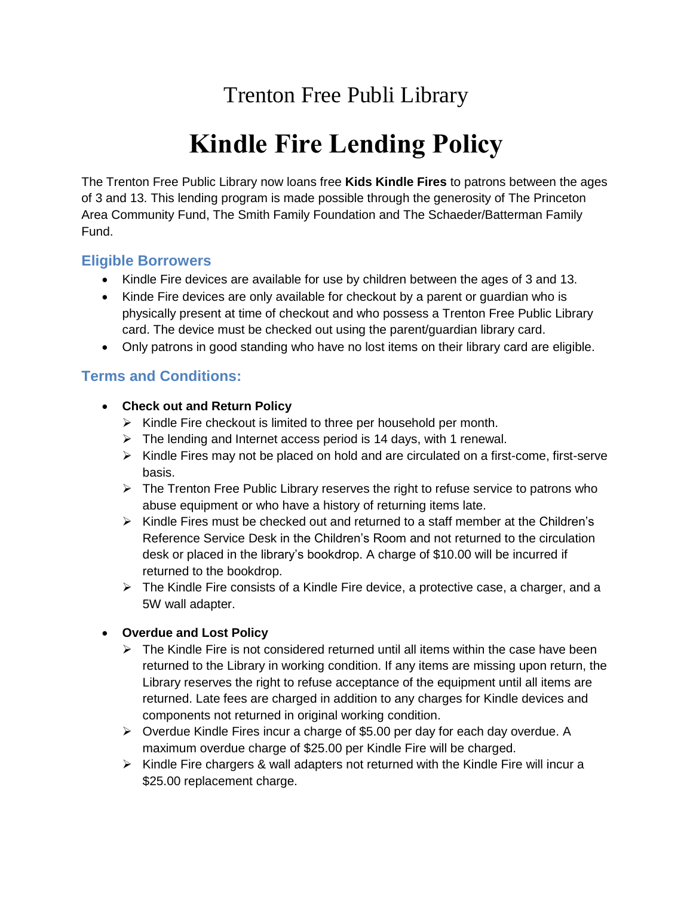Trenton Free Publi Library

# Kindle Fire Lending Policy

The Trenton Free Public Library now loans free **Kids Kindle Fires** to patrons between the ages of 3 and 13. This lending program is made possible through the generosity of The Princeton Area Community Fund, The Smith Family Foundation and The Schaeder/Batterman Family Fund.

## Eligible Borrowers

- Kindle Fire devices are available for use by children between the ages of 3 and 13.
- Kinde Fire devices are only available for checkout by a parent or guardian who is physically present at time of checkout and who possess a Trenton Free Public Library card. The device must be checked out using the parent/guardian library card.
- Only patrons in good standing who have no lost items on their library card are eligible.

## Terms and Conditions:

- **Check out and Return Policy**
  - Kindle Fire checkout is limited to three per household per month.
  - The lending and Internet access period is 14 days, with 1 renewal.
  - Kindle Fires may not be placed on hold and are circulated on a first-come, first-serve basis.
  - The Trenton Free Public Library reserves the right to refuse service to patrons who abuse equipment or who have a history of returning items late.
  - Kindle Fires must be checked out and returned to a staff member at the Children's Reference Service Desk in the Children's Room and not returned to the circulation desk or placed in the library's bookdrop. A charge of $10.00 will be incurred if returned to the bookdrop.
  - The Kindle Fire consists of a Kindle Fire device, a protective case, a charger, and a 5W wall adapter.

- **Overdue and Lost Policy**
  - The Kindle Fire is not considered returned until all items within the case have been returned to the Library in working condition. If any items are missing upon return, the Library reserves the right to refuse acceptance of the equipment until all items are returned. Late fees are charged in addition to any charges for Kindle devices and components not returned in original working condition.
  - Overdue Kindle Fires incur a charge of $5.00 per day for each day overdue. A maximum overdue charge of $25.00 per Kindle Fire will be charged.
  - Kindle Fire chargers & wall adapters not returned with the Kindle Fire will incur a $25.00 replacement charge.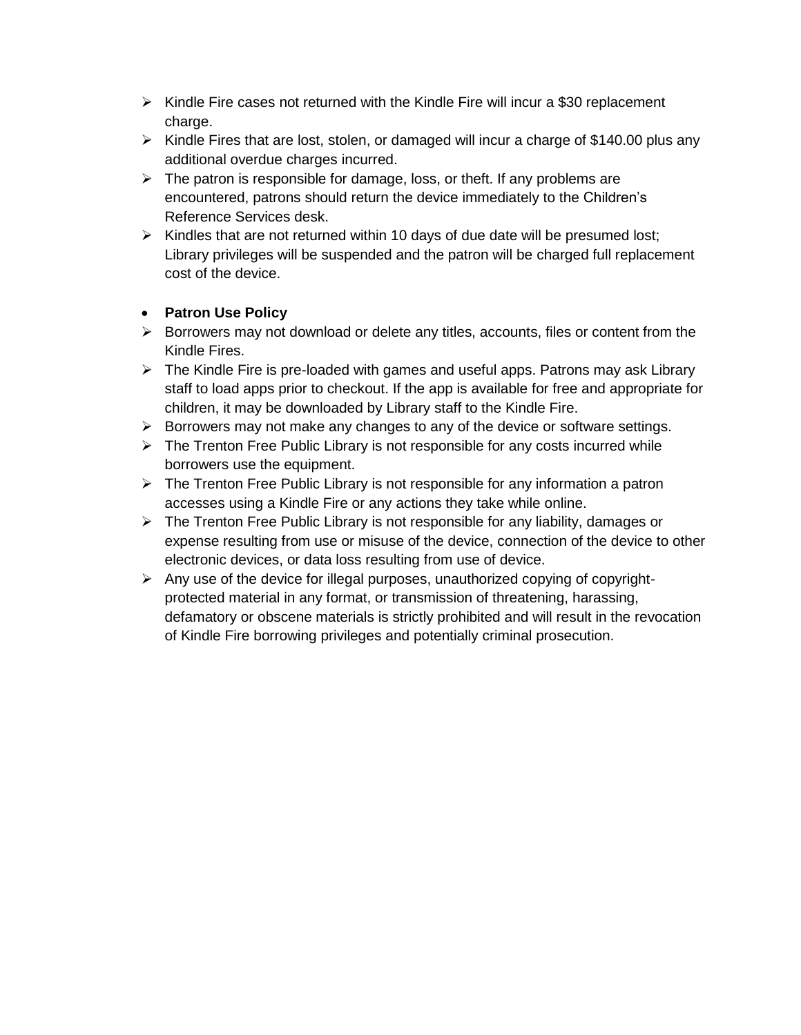- Kindle Fire cases not returned with the Kindle Fire will incur a $30 replacement charge.
- Kindle Fires that are lost, stolen, or damaged will incur a charge of $140.00 plus any additional overdue charges incurred.
- The patron is responsible for damage, loss, or theft. If any problems are encountered, patrons should return the device immediately to the Children's Reference Services desk.
- Kindles that are not returned within 10 days of due date will be presumed lost; Library privileges will be suspended and the patron will be charged full replacement cost of the device.

- **Patron Use Policy**

- Borrowers may not download or delete any titles, accounts, files or content from the Kindle Fires.
- The Kindle Fire is pre-loaded with games and useful apps. Patrons may ask Library staff to load apps prior to checkout. If the app is available for free and appropriate for children, it may be downloaded by Library staff to the Kindle Fire.
- Borrowers may not make any changes to any of the device or software settings.
- The Trenton Free Public Library is not responsible for any costs incurred while borrowers use the equipment.
- The Trenton Free Public Library is not responsible for any information a patron accesses using a Kindle Fire or any actions they take while online.
- The Trenton Free Public Library is not responsible for any liability, damages or expense resulting from use or misuse of the device, connection of the device to other electronic devices, or data loss resulting from use of device.
- Any use of the device for illegal purposes, unauthorized copying of copyright-protected material in any format, or transmission of threatening, harassing, defamatory or obscene materials is strictly prohibited and will result in the revocation of Kindle Fire borrowing privileges and potentially criminal prosecution.